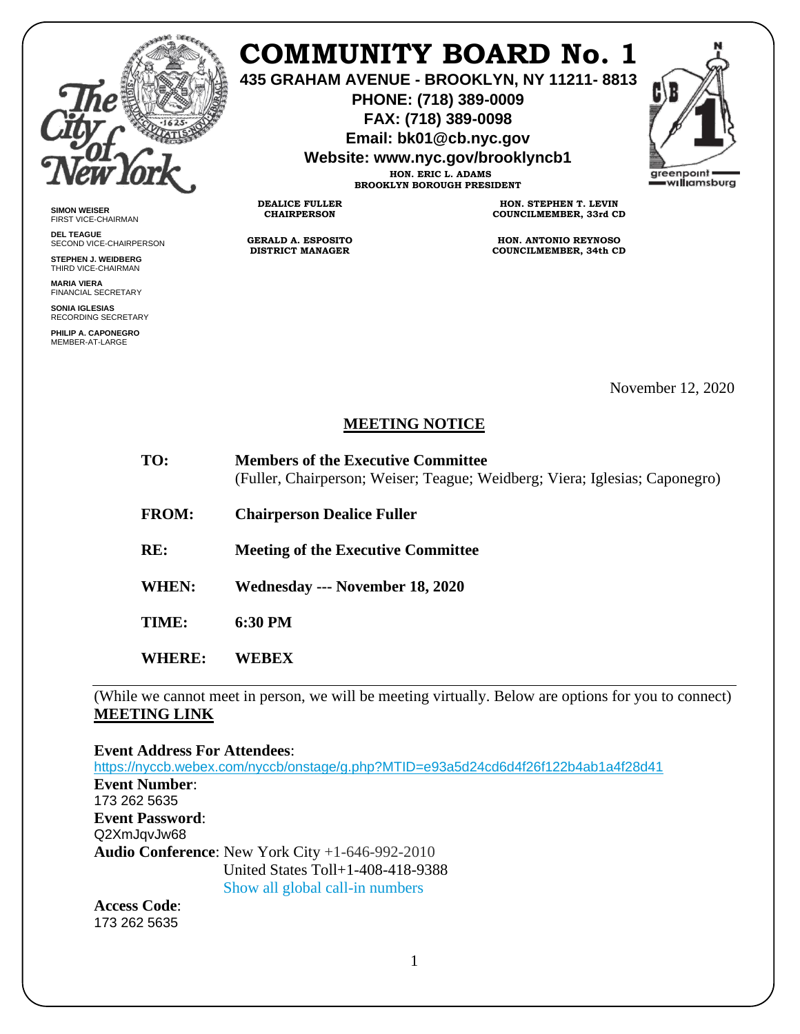# COMMUNITY BOARD No. 1

**435 GRAHAM AVENUE - BROOKLYN, NY 11211- 8813**
**PHONE: (718) 389-0009**
**FAX: (718) 389-0098**
**Email: bk01@cb.nyc.gov**
**Website: www.nyc.gov/brooklyncb1**

**HON. ERIC L. ADAMS**
**BROOKLYN BOROUGH PRESIDENT**

**DEALICE FULLER**
**CHAIRPERSON**

**HON. STEPHEN T. LEVIN**
**COUNCILMEMBER, 33rd CD**

**GERALD A. ESPOSITO**
**DISTRICT MANAGER**

**HON. ANTONIO REYNOSO**
**COUNCILMEMBER, 34th CD**

**SIMON WEISER**
FIRST VICE-CHAIRMAN

**DEL TEAGUE**
SECOND VICE-CHAIRPERSON

**STEPHEN J. WEIDBERG**
THIRD VICE-CHAIRMAN

**MARIA VIERA**
FINANCIAL SECRETARY

**SONIA IGLESIAS**
RECORDING SECRETARY

**PHILIP A. CAPONEGRO**
MEMBER-AT-LARGE

November 12, 2020

## MEETING NOTICE

**TO:** **Members of the Executive Committee**
(Fuller, Chairperson; Weiser; Teague; Weidberg; Viera; Iglesias; Caponegro)

**FROM:** **Chairperson Dealice Fuller**

**RE:** **Meeting of the Executive Committee**

**WHEN:** **Wednesday --- November 18, 2020**

**TIME:** **6:30 PM**

**WHERE:** **WEBEX**

(While we cannot meet in person, we will be meeting virtually. Below are options for you to connect)

**MEETING LINK**

**Event Address For Attendees**:
https://nyccb.webex.com/nyccb/onstage/g.php?MTID=e93a5d24cd6d4f26f122b4ab1a4f28d41

**Event Number**:
173 262 5635

**Event Password**:
Q2XmJqvJw68

**Audio Conference**: New York City +1-646-992-2010
United States Toll+1-408-418-9388
Show all global call-in numbers

**Access Code**:
173 262 5635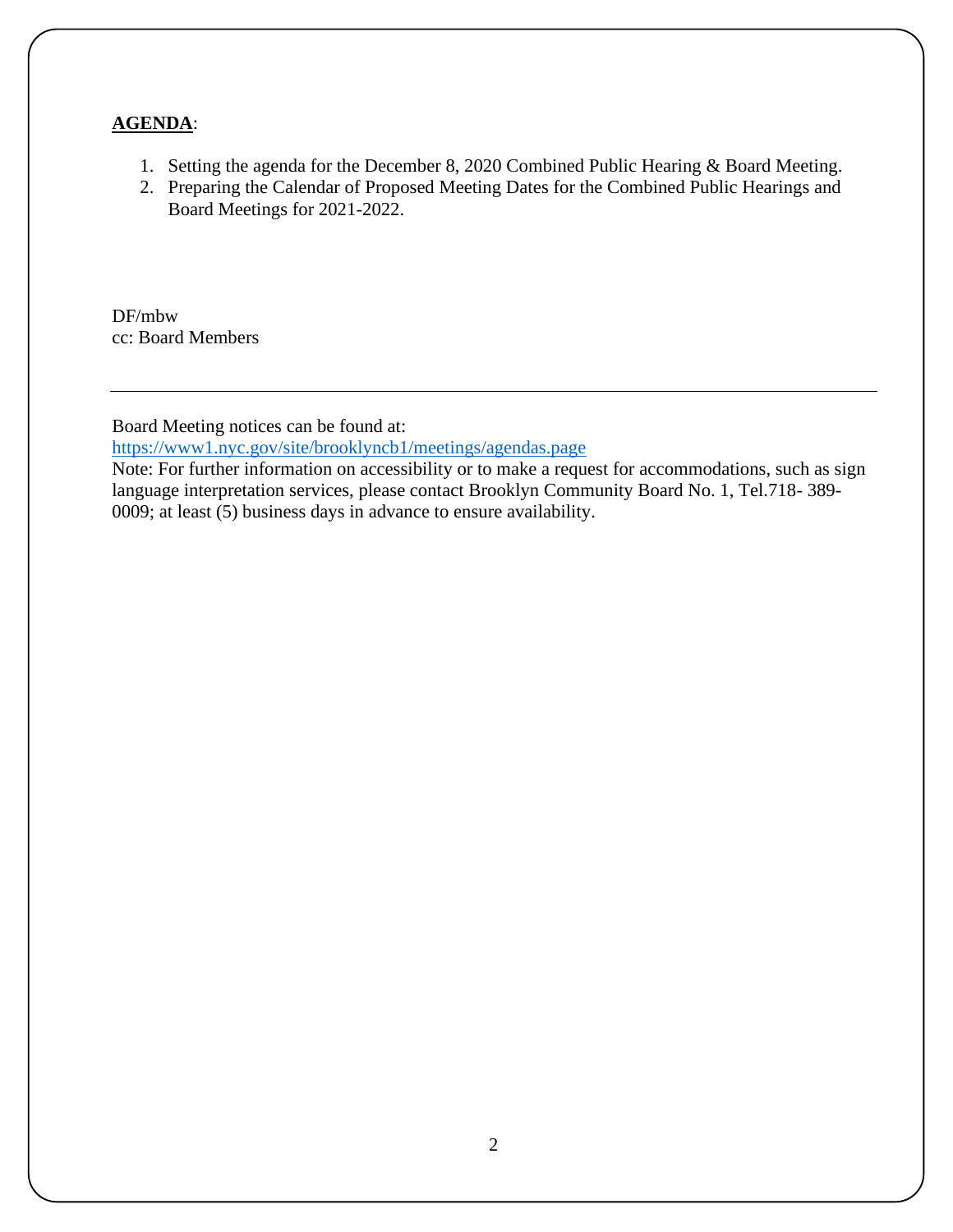**AGENDA**:

1. Setting the agenda for the December 8, 2020 Combined Public Hearing & Board Meeting.
2. Preparing the Calendar of Proposed Meeting Dates for the Combined Public Hearings and Board Meetings for 2021-2022.

DF/mbw
cc: Board Members

---

Board Meeting notices can be found at:
https://www1.nyc.gov/site/brooklyncb1/meetings/agendas.page
Note: For further information on accessibility or to make a request for accommodations, such as sign language interpretation services, please contact Brooklyn Community Board No. 1, Tel.718- 389-0009; at least (5) business days in advance to ensure availability.